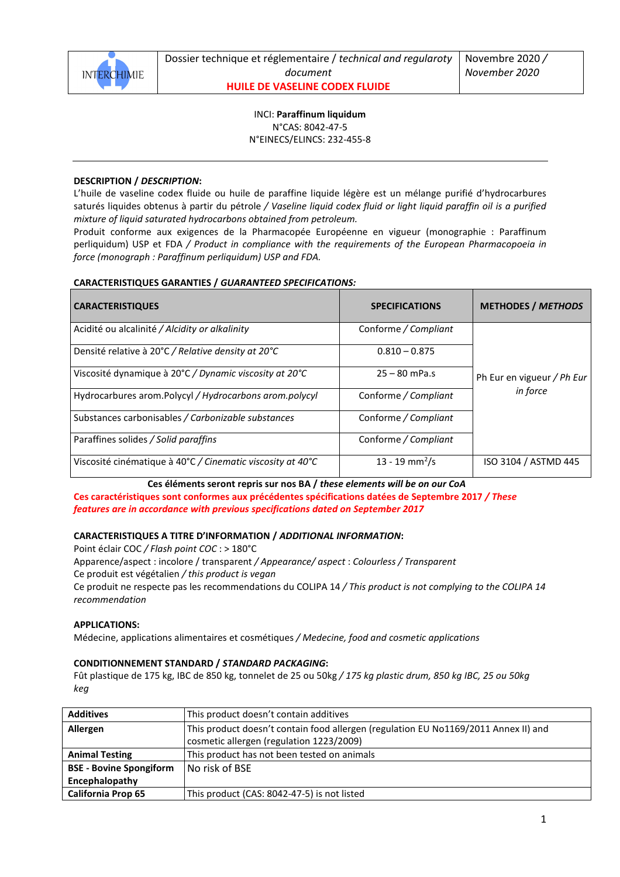| INTERCHIMIE | Dossier technique et réglementaire / *technical and regularoty document* **HUILE DE VASELINE CODEX FLUIDE** | Novembre 2020 / *November 2020* |
|---|---|---|

INCI: **Paraffinum liquidum**
N°CAS: 8042-47-5
N°EINECS/ELINCS: 232-455-8

---

**DESCRIPTION / *DESCRIPTION*:**

L'huile de vaseline codex fluide ou huile de paraffine liquide légère est un mélange purifié d'hydrocarbures saturés liquides obtenus à partir du pétrole / *Vaseline liquid codex fluid or light liquid paraffin oil is a purified mixture of liquid saturated hydrocarbons obtained from petroleum.*

Produit conforme aux exigences de la Pharmacopée Européenne en vigueur (monographie : Paraffinum perliquidum) USP et FDA / *Product in compliance with the requirements of the European Pharmacopoeia in force (monograph : Paraffinum perliquidum) USP and FDA.*

**CARACTERISTIQUES GARANTIES / *GUARANTEED SPECIFICATIONS:***

| CARACTERISTIQUES | SPECIFICATIONS | METHODES / *METHODS* |
|---|---|---|
| Acidité ou alcalinité / *Alcidity or alkalinity* | Conforme / *Compliant* | Ph Eur en vigueur / *Ph Eur in force* |
| Densité relative à 20°C / *Relative density at 20°C* | 0.810 – 0.875 | |
| Viscosité dynamique à 20°C / *Dynamic viscosity at 20°C* | 25 – 80 mPa.s | |
| Hydrocarbures arom.Polycyl / *Hydrocarbons arom.polycyl* | Conforme / *Compliant* | |
| Substances carbonisables / *Carbonizable substances* | Conforme / *Compliant* | |
| Paraffines solides / *Solid paraffins* | Conforme / *Compliant* | |
| Viscosité cinématique à 40°C / *Cinematic viscosity at 40°C* | 13 - 19 mm²/s | ISO 3104 / ASTMD 445 |

**Ces éléments seront repris sur nos BA / *these elements will be on our CoA***

**Ces caractéristiques sont conformes aux précédentes spécifications datées de Septembre 2017 / *These features are in accordance with previous specifications dated on September 2017***

**CARACTERISTIQUES A TITRE D'INFORMATION / *ADDITIONAL INFORMATION*:**

Point éclair COC / *Flash point COC* : > 180°C
Apparence/aspect : incolore / transparent / *Appearance/ aspect* : *Colourless / Transparent*
Ce produit est végétalien / *this product is vegan*
Ce produit ne respecte pas les recommendations du COLIPA 14 / *This product is not complying to the COLIPA 14 recommendation*

**APPLICATIONS:**

Médecine, applications alimentaires et cosmétiques / *Medecine, food and cosmetic applications*

**CONDITIONNEMENT STANDARD / *STANDARD PACKAGING*:**

Fût plastique de 175 kg, IBC de 850 kg, tonnelet de 25 ou 50kg / *175 kg plastic drum, 850 kg IBC, 25 ou 50kg keg*

| | |
|---|---|
| **Additives** | This product doesn't contain additives |
| **Allergen** | This product doesn't contain food allergen (regulation EU No1169/2011 Annex II) and cosmetic allergen (regulation 1223/2009) |
| **Animal Testing** | This product has not been tested on animals |
| **BSE - Bovine Spongiform Encephalopathy** | No risk of BSE |
| **California Prop 65** | This product (CAS: 8042-47-5) is not listed |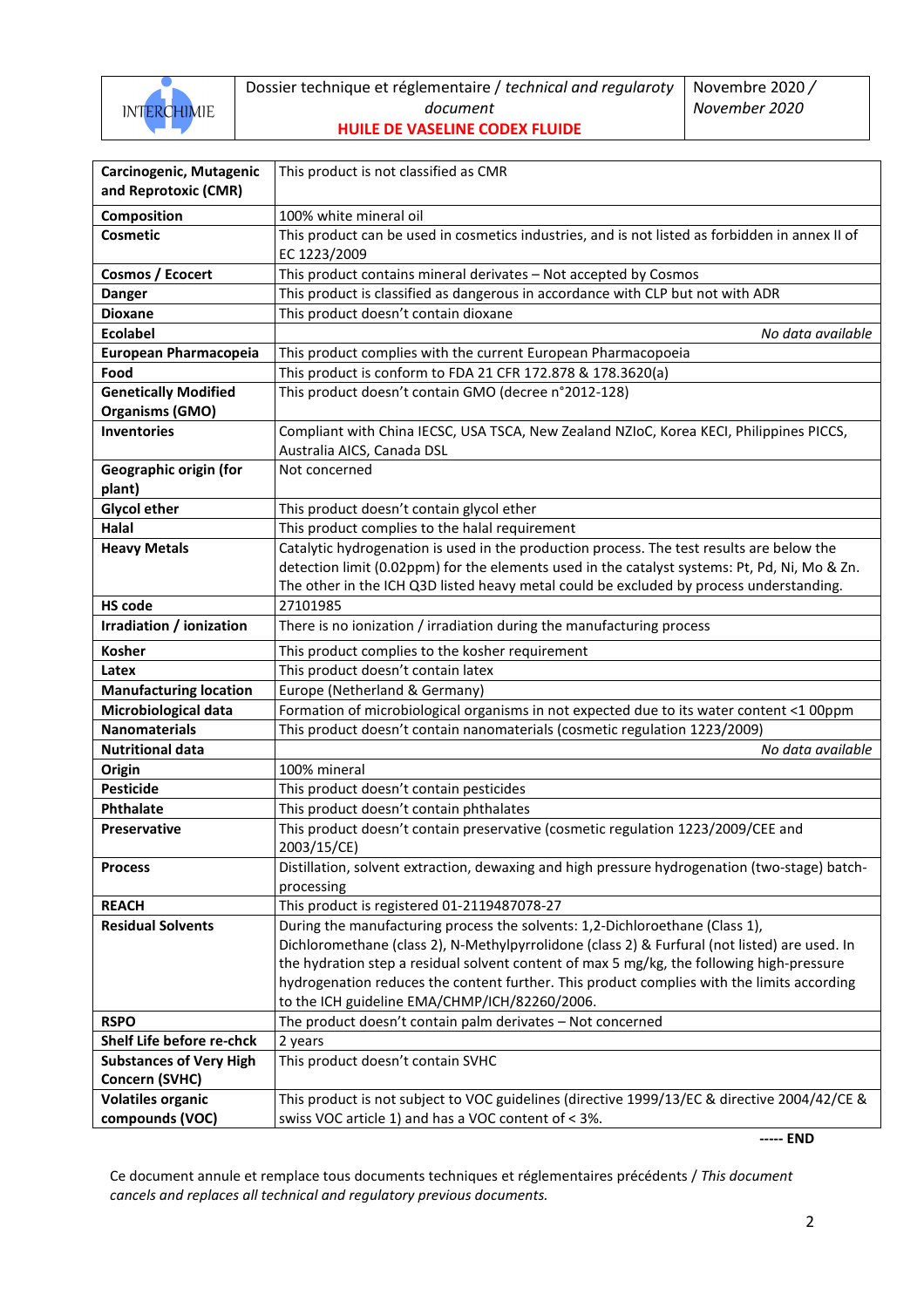| INTERCHIMIE | Dossier technique et réglementaire / *technical and regularoty document* **HUILE DE VASELINE CODEX FLUIDE** | Novembre 2020 / *November 2020* |
|---|---|---|

| | |
|---|---|
| **Carcinogenic, Mutagenic and Reprotoxic (CMR)** | This product is not classified as CMR |
| **Composition** | 100% white mineral oil |
| **Cosmetic** | This product can be used in cosmetics industries, and is not listed as forbidden in annex II of EC 1223/2009 |
| **Cosmos / Ecocert** | This product contains mineral derivates – Not accepted by Cosmos |
| **Danger** | This product is classified as dangerous in accordance with CLP but not with ADR |
| **Dioxane** | This product doesn't contain dioxane |
| **Ecolabel** | *No data available* |
| **European Pharmacopeia** | This product complies with the current European Pharmacopoeia |
| **Food** | This product is conform to FDA 21 CFR 172.878 & 178.3620(a) |
| **Genetically Modified Organisms (GMO)** | This product doesn't contain GMO (decree n°2012-128) |
| **Inventories** | Compliant with China IECSC, USA TSCA, New Zealand NZIoC, Korea KECI, Philippines PICCS, Australia AICS, Canada DSL |
| **Geographic origin (for plant)** | Not concerned |
| **Glycol ether** | This product doesn't contain glycol ether |
| **Halal** | This product complies to the halal requirement |
| **Heavy Metals** | Catalytic hydrogenation is used in the production process. The test results are below the detection limit (0.02ppm) for the elements used in the catalyst systems: Pt, Pd, Ni, Mo & Zn. The other in the ICH Q3D listed heavy metal could be excluded by process understanding. |
| **HS code** | 27101985 |
| **Irradiation / ionization** | There is no ionization / irradiation during the manufacturing process |
| **Kosher** | This product complies to the kosher requirement |
| **Latex** | This product doesn't contain latex |
| **Manufacturing location** | Europe (Netherland & Germany) |
| **Microbiological data** | Formation of microbiological organisms in not expected due to its water content <1 00ppm |
| **Nanomaterials** | This product doesn't contain nanomaterials (cosmetic regulation 1223/2009) |
| **Nutritional data** | *No data available* |
| **Origin** | 100% mineral |
| **Pesticide** | This product doesn't contain pesticides |
| **Phthalate** | This product doesn't contain phthalates |
| **Preservative** | This product doesn't contain preservative (cosmetic regulation 1223/2009/CEE and 2003/15/CE) |
| **Process** | Distillation, solvent extraction, dewaxing and high pressure hydrogenation (two-stage) batch-processing |
| **REACH** | This product is registered 01-2119487078-27 |
| **Residual Solvents** | During the manufacturing process the solvents: 1,2-Dichloroethane (Class 1), Dichloromethane (class 2), N-Methylpyrrolidone (class 2) & Furfural (not listed) are used. In the hydration step a residual solvent content of max 5 mg/kg, the following high-pressure hydrogenation reduces the content further. This product complies with the limits according to the ICH guideline EMA/CHMP/ICH/82260/2006. |
| **RSPO** | The product doesn't contain palm derivates – Not concerned |
| **Shelf Life before re-chck** | 2 years |
| **Substances of Very High Concern (SVHC)** | This product doesn't contain SVHC |
| **Volatiles organic compounds (VOC)** | This product is not subject to VOC guidelines (directive 1999/13/EC & directive 2004/42/CE & swiss VOC article 1) and has a VOC content of < 3%. |

**----- END**

Ce document annule et remplace tous documents techniques et réglementaires précédents / *This document cancels and replaces all technical and regulatory previous documents.*